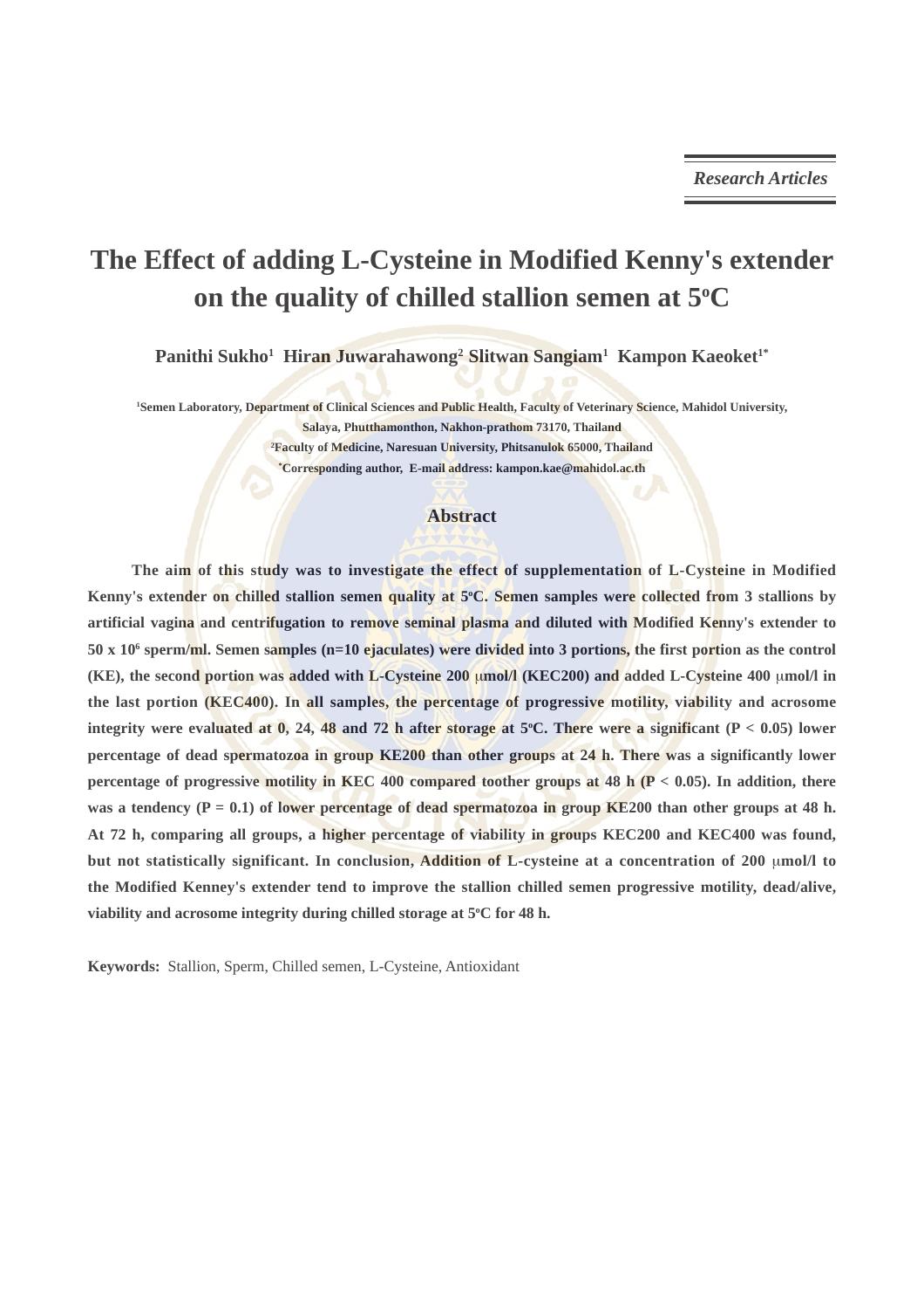*Research Articles*

# The Effect of adding L-Cysteine in Modified Kenny's extender on the quality of chilled stallion semen at 5ºC

**Panithi Sukho[1] Hiran Juwarahawong[2] Slitwan Sangiam[1] Kampon Kaeoket[1*]**

[1]Semen Laboratory, Department of Clinical Sciences and Public Health, Faculty of Veterinary Science, Mahidol University, Salaya, Phutthamonthon, Nakhon-prathom 73170, Thailand

[2]Faculty of Medicine, Naresuan University, Phitsanulok 65000, Thailand

[*]Corresponding author, E-mail address: kampon.kae@mahidol.ac.th

## Abstract

**The aim of this study was to investigate the effect of supplementation of L-Cysteine in Modified Kenny's extender on chilled stallion semen quality at 5ºC. Semen samples were collected from 3 stallions by artificial vagina and centrifugation to remove seminal plasma and diluted with Modified Kenny's extender to 50 x $10^6$ sperm/ml. Semen samples (n=10 ejaculates) were divided into 3 portions, the first portion as the control (KE), the second portion was added with L-Cysteine 200 μmol/l (KEC200) and added L-Cysteine 400 μmol/l in the last portion (KEC400). In all samples, the percentage of progressive motility, viability and acrosome integrity were evaluated at 0, 24, 48 and 72 h after storage at 5ºC. There were a significant ($P < 0.05$) lower percentage of dead spermatozoa in group KE200 than other groups at 24 h. There was a significantly lower percentage of progressive motility in KEC 400 compared toother groups at 48 h ($P < 0.05$). In addition, there was a tendency ($P = 0.1$) of lower percentage of dead spermatozoa in group KE200 than other groups at 48 h. At 72 h, comparing all groups, a higher percentage of viability in groups KEC200 and KEC400 was found, but not statistically significant. In conclusion, Addition of L-cysteine at a concentration of 200 μmol/l to the Modified Kenney's extender tend to improve the stallion chilled semen progressive motility, dead/alive, viability and acrosome integrity during chilled storage at 5ºC for 48 h.**

**Keywords:** Stallion, Sperm, Chilled semen, L-Cysteine, Antioxidant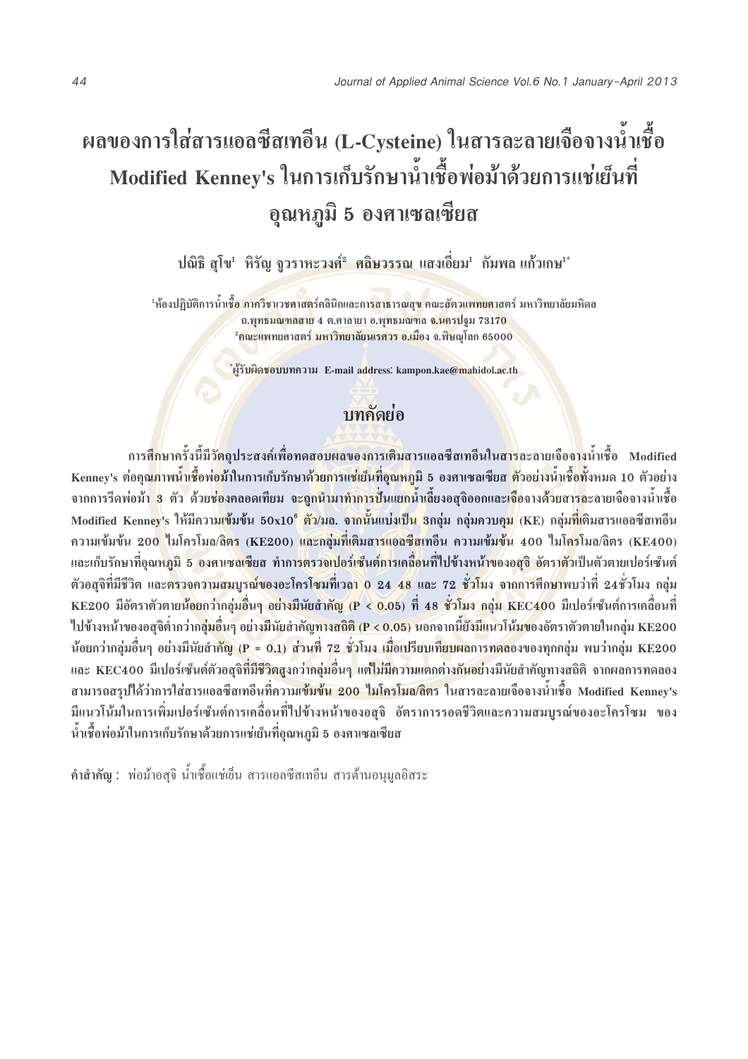# ผลของการใส่สารแอลซีสเทอีน (L-Cysteine) ในสารละลายเจือจางน้ำเชื้อ Modified Kenney's ในการเก็บรักษาน้ำเชื้อพ่อม้าด้วยการแช่เย็นที่อุณหภูมิ 5 องศาเซลเซียส

**ปณิธิ สุโข[1] หิรัญ จูวราหะวงศ์[2] ศลิษวรรณ แสงเอี่ยม[1] กัมพล แก้วเกษ[1*]**

[1]ห้องปฏิบัติการน้ำเชื้อ ภาควิชาเวชศาสตร์คลินิกและการสาธารณสุข คณะสัตวแพทยศาสตร์ มหาวิทยาลัยมหิดล ถ.พุทธมณฑลสาย 4 ต.ศาลายา อ.พุทธมณฑล จ.นครปฐม 73170

[2]คณะแพทยศาสตร์ มหาวิทยาลัยนเรศวร อ.เมือง จ.พิษณุโลก 65000

[*]ผู้รับผิดชอบบทความ E-mail address: kampon.kae@mahidol.ac.th

## บทคัดย่อ

การศึกษาครั้งนี้มีวัตถุประสงค์เพื่อทดสอบผลของการเติมสารแอลซีสเทอีนในสารละลายเจือจางน้ำเชื้อ Modified Kenney's ต่อคุณภาพน้ำเชื้อพ่อม้าในการเก็บรักษาด้วยการแช่เย็นที่อุณหภูมิ 5 องศาเซลเซียส ตัวอย่างน้ำเชื้อทั้งหมด 10 ตัวอย่าง จากการรีดพ่อม้า 3 ตัว ด้วยช่องคลอดเทียม จะถูกนำมาทำการปั่นแยกน้ำเลี้ยงอสุจิออกและเจือจางด้วยสารละลายเจือจางน้ำเชื้อ Modified Kenney's ให้มีความเข้มข้น $50\text{x}10^6$ ตัว/มล. จากนั้นแบ่งเป็น 3กลุ่ม กลุ่มควบคุม (KE) กลุ่มที่เติมสารแอลซีสเทอีน ความเข้มข้น 200 ไมโครโมล/ลิตร (KE200) และกลุ่มที่เติมสารแอลซีสเทอีน ความเข้มข้น 400 ไมโครโมล/ลิตร (KE400) และเก็บรักษาที่อุณหภูมิ 5 องศาเซลเซียส ทำการตรวจเปอร์เซ็นต์การเคลื่อนที่ไปข้างหน้าของอสุจิ อัตราตัวเป็นตัวตายเปอร์เซ็นต์ตัวอสุจิที่มีชีวิต และตรวจความสมบูรณ์ของอะโครโซมที่เวลา 0 24 48 และ 72 ชั่วโมง จากการศึกษาพบว่าที่ 24ชั่วโมง กลุ่ม KE200 มีอัตราตัวตายน้อยกว่ากลุ่มอื่นๆ อย่างมีนัยสำคัญ ($P < 0.05$) ที่ 48 ชั่วโมง กลุ่ม KEC400 มีเปอร์เซ็นต์การเคลื่อนที่ไปข้างหน้าของอสุจิต่ำกว่ากลุ่มอื่นๆ อย่างมีนัยสำคัญทางสถิติ ($P < 0.05$) นอกจากนี้ยังมีแนวโน้มของอัตราตัวตายในกลุ่ม KE200 น้อยกว่ากลุ่มอื่นๆ อย่างมีนัยสำคัญ ($P = 0.1$) ส่วนที่ 72 ชั่วโมง เมื่อเปรียบเทียบผลการทดลองของทุกกลุ่ม พบว่ากลุ่ม KE200 และ KEC400 มีเปอร์เซ็นต์ตัวอสุจิที่มีชีวิตสูงกว่ากลุ่มอื่นๆ แต่ไม่มีความแตกต่างกันอย่างมีนัยสำคัญทางสถิติ จากผลการทดลองสามารถสรุปได้ว่าการใส่สารแอลซีสเทอีนที่ความเข้มข้น 200 ไมโครโมล/ลิตร ในสารละลายเจือจางน้ำเชื้อ Modified Kenney's มีแนวโน้มในการเพิ่มเปอร์เซ็นต์การเคลื่อนที่ไปข้างหน้าของอสุจิ อัตราการรอดชีวิตและความสมบูรณ์ของอะโครโซม ของน้ำเชื้อพ่อม้าในการเก็บรักษาด้วยการแช่เย็นที่อุณหภูมิ 5 องศาเซลเซียส

**คำสำคัญ :** พ่อม้าอสุจิ น้ำเชื้อแช่เย็น สารแอลซีสเทอีน สารต้านอนุมูลอิสระ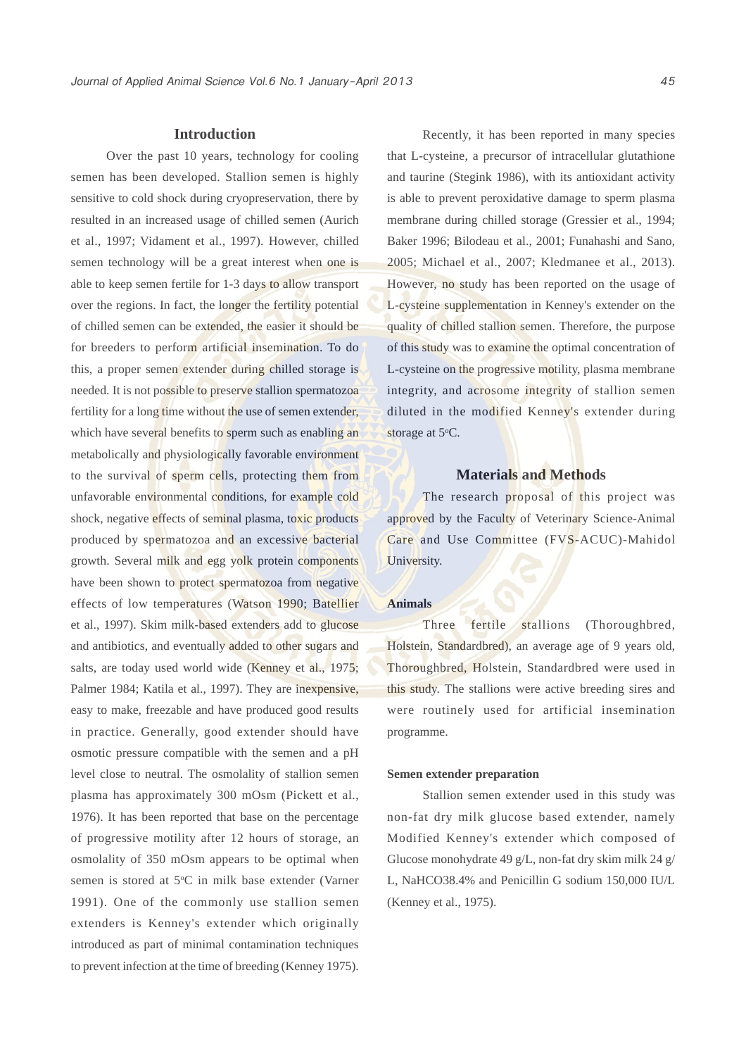## Introduction

Over the past 10 years, technology for cooling semen has been developed. Stallion semen is highly sensitive to cold shock during cryopreservation, there by resulted in an increased usage of chilled semen (Aurich et al., 1997; Vidament et al., 1997). However, chilled semen technology will be a great interest when one is able to keep semen fertile for 1-3 days to allow transport over the regions. In fact, the longer the fertility potential of chilled semen can be extended, the easier it should be for breeders to perform artificial insemination. To do this, a proper semen extender during chilled storage is needed. It is not possible to preserve stallion spermatozoa fertility for a long time without the use of semen extender, which have several benefits to sperm such as enabling an metabolically and physiologically favorable environment to the survival of sperm cells, protecting them from unfavorable environmental conditions, for example cold shock, negative effects of seminal plasma, toxic products produced by spermatozoa and an excessive bacterial growth. Several milk and egg yolk protein components have been shown to protect spermatozoa from negative effects of low temperatures (Watson 1990; Batellier et al., 1997). Skim milk-based extenders add to glucose and antibiotics, and eventually added to other sugars and salts, are today used world wide (Kenney et al., 1975; Palmer 1984; Katila et al., 1997). They are inexpensive, easy to make, freezable and have produced good results in practice. Generally, good extender should have osmotic pressure compatible with the semen and a pH level close to neutral. The osmolality of stallion semen plasma has approximately 300 mOsm (Pickett et al., 1976). It has been reported that base on the percentage of progressive motility after 12 hours of storage, an osmolality of 350 mOsm appears to be optimal when semen is stored at 5°C in milk base extender (Varner 1991). One of the commonly use stallion semen extenders is Kenney's extender which originally introduced as part of minimal contamination techniques to prevent infection at the time of breeding (Kenney 1975).

Recently, it has been reported in many species that L-cysteine, a precursor of intracellular glutathione and taurine (Stegink 1986), with its antioxidant activity is able to prevent peroxidative damage to sperm plasma membrane during chilled storage (Gressier et al., 1994; Baker 1996; Bilodeau et al., 2001; Funahashi and Sano, 2005; Michael et al., 2007; Kledmanee et al., 2013). However, no study has been reported on the usage of L-cysteine supplementation in Kenney's extender on the quality of chilled stallion semen. Therefore, the purpose of this study was to examine the optimal concentration of L-cysteine on the progressive motility, plasma membrane integrity, and acrosome integrity of stallion semen diluted in the modified Kenney's extender during storage at 5°C.

## Materials and Methods

The research proposal of this project was approved by the Faculty of Veterinary Science-Animal Care and Use Committee (FVS-ACUC)-Mahidol University.

### Animals

Three fertile stallions (Thoroughbred, Holstein, Standardbred), an average age of 9 years old, Thoroughbred, Holstein, Standardbred were used in this study. The stallions were active breeding sires and were routinely used for artificial insemination programme.

### Semen extender preparation

Stallion semen extender used in this study was non-fat dry milk glucose based extender, namely Modified Kenney's extender which composed of Glucose monohydrate 49 g/L, non-fat dry skim milk 24 g/L, $NaHCO_3$8.4% and Penicillin G sodium 150,000 IU/L (Kenney et al., 1975).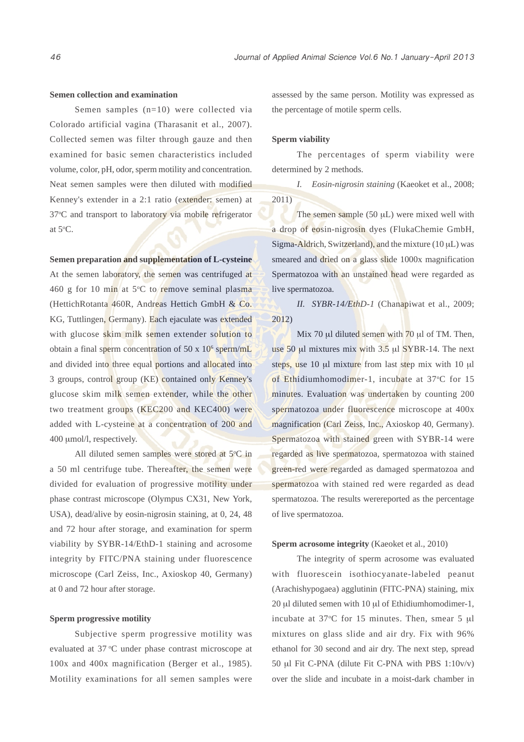**Semen collection and examination**

Semen samples (n=10) were collected via Colorado artificial vagina (Tharasanit et al., 2007). Collected semen was filter through gauze and then examined for basic semen characteristics included volume, color, pH, odor, sperm motility and concentration. Neat semen samples were then diluted with modified Kenney's extender in a 2:1 ratio (extender: semen) at 37°C and transport to laboratory via mobile refrigerator at 5°C.

**Semen preparation and supplementation of L-cysteine**

At the semen laboratory, the semen was centrifuged at 460 g for 10 min at 5°C to remove seminal plasma (HettichRotanta 460R, Andreas Hettich GmbH & Co. KG, Tuttlingen, Germany). Each ejaculate was extended with glucose skim milk semen extender solution to obtain a final sperm concentration of 50 x $10^6$ sperm/mL and divided into three equal portions and allocated into 3 groups, control group (KE) contained only Kenney's glucose skim milk semen extender, while the other two treatment groups (KEC200 and KEC400) were added with L-cysteine at a concentration of 200 and 400 μmol/l, respectively.

All diluted semen samples were stored at 5°C in a 50 ml centrifuge tube. Thereafter, the semen were divided for evaluation of progressive motility under phase contrast microscope (Olympus CX31, New York, USA), dead/alive by eosin-nigrosin staining, at 0, 24, 48 and 72 hour after storage, and examination for sperm viability by SYBR-14/EthD-1 staining and acrosome integrity by FITC/PNA staining under fluorescence microscope (Carl Zeiss, Inc., Axioskop 40, Germany) at 0 and 72 hour after storage.

**Sperm progressive motility**

Subjective sperm progressive motility was evaluated at 37 °C under phase contrast microscope at 100x and 400x magnification (Berger et al., 1985). Motility examinations for all semen samples were assessed by the same person. Motility was expressed as the percentage of motile sperm cells.

**Sperm viability**

The percentages of sperm viability were determined by 2 methods.

*I. Eosin-nigrosin staining* (Kaeoket et al., 2008; 2011)

The semen sample (50 μL) were mixed well with a drop of eosin-nigrosin dyes (FlukaChemie GmbH, Sigma-Aldrich, Switzerland), and the mixture (10 μL) was smeared and dried on a glass slide 1000x magnification Spermatozoa with an unstained head were regarded as live spermatozoa.

*II. SYBR-14/EthD-1* (Chanapiwat et al., 2009; 2012)

Mix 70 μl diluted semen with 70 μl of TM. Then, use 50 μl mixtures mix with 3.5 μl SYBR-14. The next steps, use 10 μl mixture from last step mix with 10 μl of Ethidiumhomodimer-1, incubate at 37°C for 15 minutes. Evaluation was undertaken by counting 200 spermatozoa under fluorescence microscope at 400x magnification (Carl Zeiss, Inc., Axioskop 40, Germany). Spermatozoa with stained green with SYBR-14 were regarded as live spermatozoa, spermatozoa with stained green-red were regarded as damaged spermatozoa and spermatozoa with stained red were regarded as dead spermatozoa. The results werereported as the percentage of live spermatozoa.

**Sperm acrosome integrity** (Kaeoket et al., 2010)

The integrity of sperm acrosome was evaluated with fluorescein isothiocyanate-labeled peanut (Arachishypogaea) agglutinin (FITC-PNA) staining, mix 20 μl diluted semen with 10 μl of Ethidiumhomodimer-1, incubate at 37°C for 15 minutes. Then, smear 5 μl mixtures on glass slide and air dry. Fix with 96% ethanol for 30 second and air dry. The next step, spread 50 μl Fit C-PNA (dilute Fit C-PNA with PBS 1:10v/v) over the slide and incubate in a moist-dark chamber in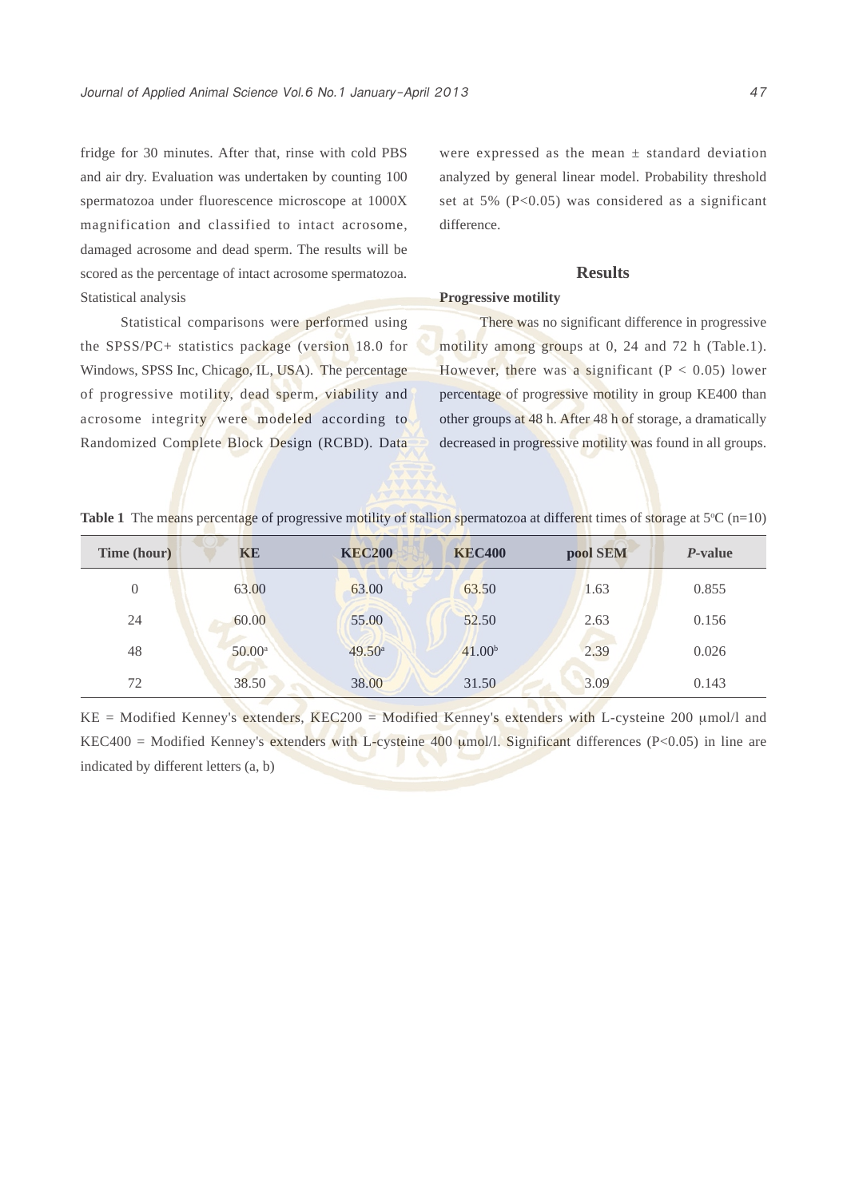fridge for 30 minutes. After that, rinse with cold PBS and air dry. Evaluation was undertaken by counting 100 spermatozoa under fluorescence microscope at 1000X magnification and classified to intact acrosome, damaged acrosome and dead sperm. The results will be scored as the percentage of intact acrosome spermatozoa.

Statistical analysis

Statistical comparisons were performed using the SPSS/PC+ statistics package (version 18.0 for Windows, SPSS Inc, Chicago, IL, USA). The percentage of progressive motility, dead sperm, viability and acrosome integrity were modeled according to Randomized Complete Block Design (RCBD). Data were expressed as the mean ± standard deviation analyzed by general linear model. Probability threshold set at 5% ($P<0.05$) was considered as a significant difference.

## Results

**Progressive motility**

There was no significant difference in progressive motility among groups at 0, 24 and 72 h (Table.1). However, there was a significant ($P < 0.05$) lower percentage of progressive motility in group KE400 than other groups at 48 h. After 48 h of storage, a dramatically decreased in progressive motility was found in all groups.

**Table 1** The means percentage of progressive motility of stallion spermatozoa at different times of storage at 5°C (n=10)

| Time (hour) | KE | KEC200 | KEC400 | pool SEM | *P*-value |
|---|---|---|---|---|---|
| 0 | 63.00 | 63.00 | 63.50 | 1.63 | 0.855 |
| 24 | 60.00 | 55.00 | 52.50 | 2.63 | 0.156 |
| 48 | 50.00[a] | 49.50[a] | 41.00[b] | 2.39 | 0.026 |
| 72 | 38.50 | 38.00 | 31.50 | 3.09 | 0.143 |

KE = Modified Kenney's extenders, KEC200 = Modified Kenney's extenders with L-cysteine 200 μmol/l and KEC400 = Modified Kenney's extenders with L-cysteine 400 μmol/l. Significant differences ($P<0.05$) in line are indicated by different letters (a, b)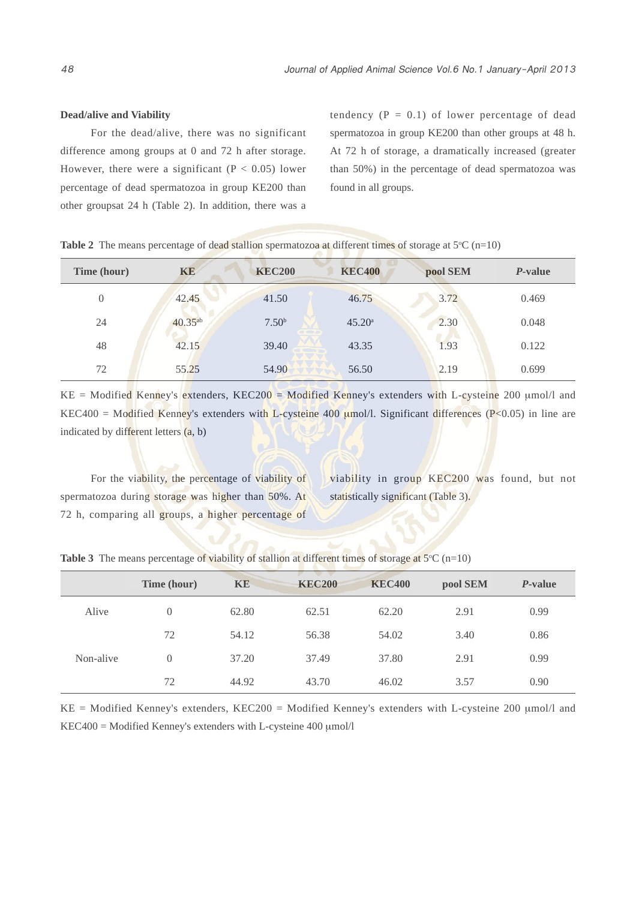**Dead/alive and Viability**

For the dead/alive, there was no significant difference among groups at 0 and 72 h after storage. However, there were a significant ($P < 0.05$) lower percentage of dead spermatozoa in group KE200 than other groupsat 24 h (Table 2). In addition, there was a tendency ($P = 0.1$) of lower percentage of dead spermatozoa in group KE200 than other groups at 48 h. At 72 h of storage, a dramatically increased (greater than 50%) in the percentage of dead spermatozoa was found in all groups.

**Table 2** The means percentage of dead stallion spermatozoa at different times of storage at 5°C (n=10)

| Time (hour) | KE | KEC200 | KEC400 | pool SEM | *P*-value |
|---|---|---|---|---|---|
| 0 | 42.45 | 41.50 | 46.75 | 3.72 | 0.469 |
| 24 | $40.35^{ab}$ | $7.50^{b}$ | $45.20^{a}$ | 2.30 | 0.048 |
| 48 | 42.15 | 39.40 | 43.35 | 1.93 | 0.122 |
| 72 | 55.25 | 54.90 | 56.50 | 2.19 | 0.699 |

KE = Modified Kenney's extenders, KEC200 = Modified Kenney's extenders with L-cysteine 200 μmol/l and KEC400 = Modified Kenney's extenders with L-cysteine 400 μmol/l. Significant differences ($P<0.05$) in line are indicated by different letters (a, b)

For the viability, the percentage of viability of spermatozoa during storage was higher than 50%. At 72 h, comparing all groups, a higher percentage of viability in group KEC200 was found, but not statistically significant (Table 3).

**Table 3** The means percentage of viability of stallion at different times of storage at 5°C (n=10)

| | Time (hour) | KE | KEC200 | KEC400 | pool SEM | *P*-value |
|---|---|---|---|---|---|---|
| Alive | 0 | 62.80 | 62.51 | 62.20 | 2.91 | 0.99 |
| | 72 | 54.12 | 56.38 | 54.02 | 3.40 | 0.86 |
| Non-alive | 0 | 37.20 | 37.49 | 37.80 | 2.91 | 0.99 |
| | 72 | 44.92 | 43.70 | 46.02 | 3.57 | 0.90 |

KE = Modified Kenney's extenders, KEC200 = Modified Kenney's extenders with L-cysteine 200 μmol/l and KEC400 = Modified Kenney's extenders with L-cysteine 400 μmol/l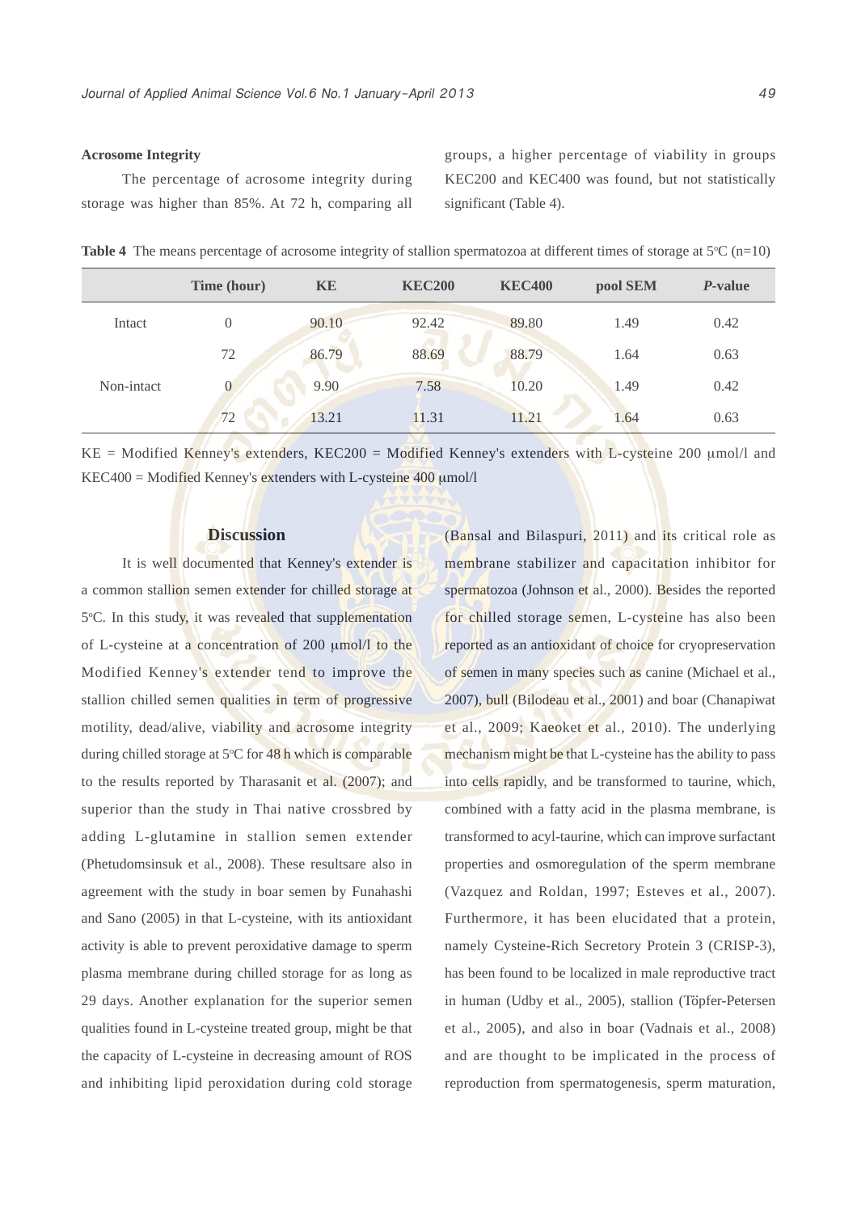### Acrosome Integrity

The percentage of acrosome integrity during storage was higher than 85%. At 72 h, comparing all groups, a higher percentage of viability in groups KEC200 and KEC400 was found, but not statistically significant (Table 4).

**Table 4** The means percentage of acrosome integrity of stallion spermatozoa at different times of storage at 5°C (n=10)

| | Time (hour) | KE | KEC200 | KEC400 | pool SEM | *P*-value |
|---|---|---|---|---|---|---|
| Intact | 0 | 90.10 | 92.42 | 89.80 | 1.49 | 0.42 |
| | 72 | 86.79 | 88.69 | 88.79 | 1.64 | 0.63 |
| Non-intact | 0 | 9.90 | 7.58 | 10.20 | 1.49 | 0.42 |
| | 72 | 13.21 | 11.31 | 11.21 | 1.64 | 0.63 |

KE = Modified Kenney's extenders, KEC200 = Modified Kenney's extenders with L-cysteine 200 μmol/l and KEC400 = Modified Kenney's extenders with L-cysteine 400 μmol/l

## Discussion

It is well documented that Kenney's extender is a common stallion semen extender for chilled storage at 5°C. In this study, it was revealed that supplementation of L-cysteine at a concentration of 200 μmol/l to the Modified Kenney's extender tend to improve the stallion chilled semen qualities in term of progressive motility, dead/alive, viability and acrosome integrity during chilled storage at 5°C for 48 h which is comparable to the results reported by Tharasanit et al. (2007); and superior than the study in Thai native crossbred by adding L-glutamine in stallion semen extender (Phetudomsinsuk et al., 2008). These resultsare also in agreement with the study in boar semen by Funahashi and Sano (2005) in that L-cysteine, with its antioxidant activity is able to prevent peroxidative damage to sperm plasma membrane during chilled storage for as long as 29 days. Another explanation for the superior semen qualities found in L-cysteine treated group, might be that the capacity of L-cysteine in decreasing amount of ROS and inhibiting lipid peroxidation during cold storage (Bansal and Bilaspuri, 2011) and its critical role as membrane stabilizer and capacitation inhibitor for spermatozoa (Johnson et al., 2000). Besides the reported for chilled storage semen, L-cysteine has also been reported as an antioxidant of choice for cryopreservation of semen in many species such as canine (Michael et al., 2007), bull (Bilodeau et al., 2001) and boar (Chanapiwat et al., 2009; Kaeoket et al., 2010). The underlying mechanism might be that L-cysteine has the ability to pass into cells rapidly, and be transformed to taurine, which, combined with a fatty acid in the plasma membrane, is transformed to acyl-taurine, which can improve surfactant properties and osmoregulation of the sperm membrane (Vazquez and Roldan, 1997; Esteves et al., 2007). Furthermore, it has been elucidated that a protein, namely Cysteine-Rich Secretory Protein 3 (CRISP-3), has been found to be localized in male reproductive tract in human (Udby et al., 2005), stallion (Töpfer-Petersen et al., 2005), and also in boar (Vadnais et al., 2008) and are thought to be implicated in the process of reproduction from spermatogenesis, sperm maturation,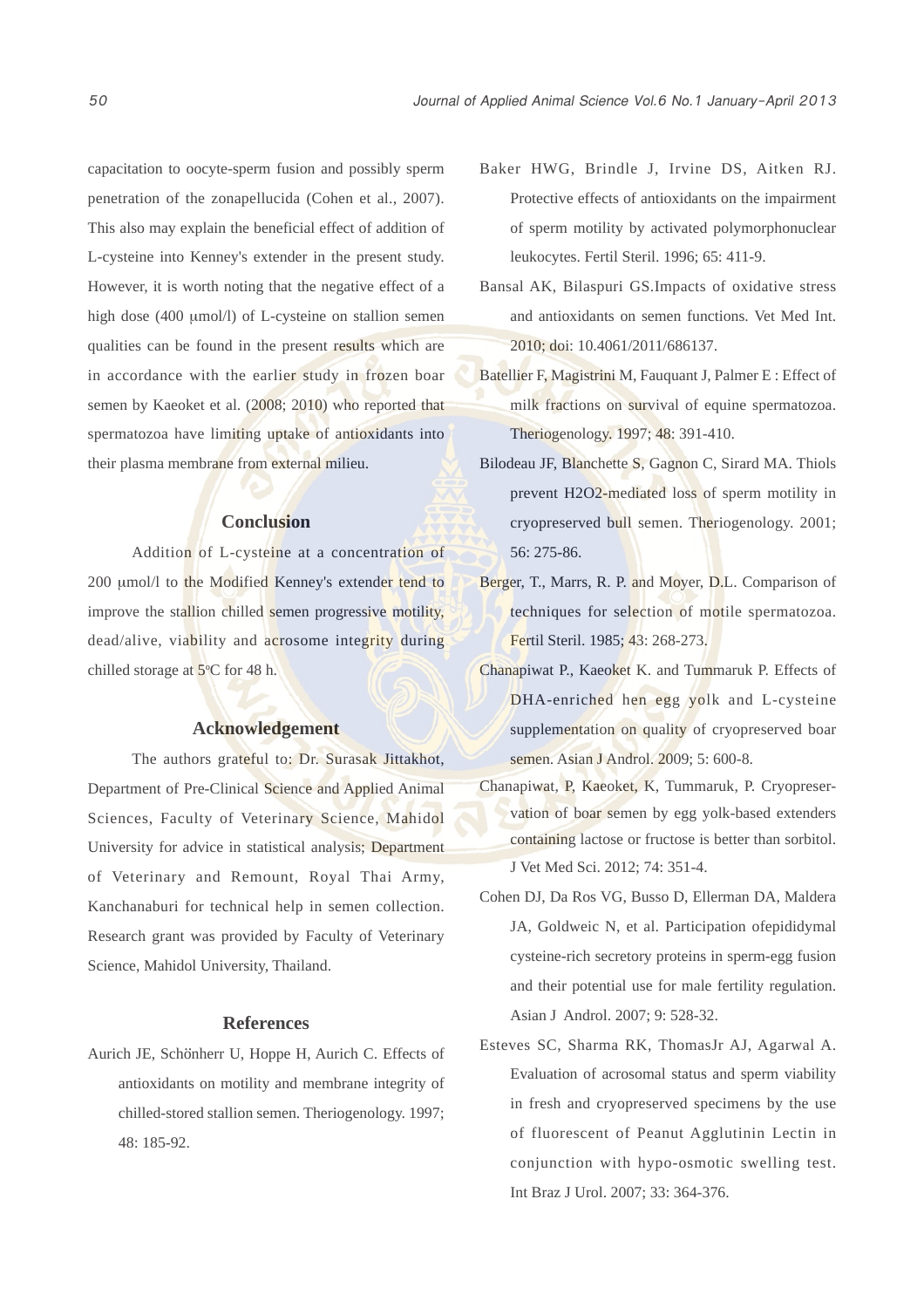capacitation to oocyte-sperm fusion and possibly sperm penetration of the zonapellucida (Cohen et al., 2007). This also may explain the beneficial effect of addition of L-cysteine into Kenney's extender in the present study. However, it is worth noting that the negative effect of a high dose (400 μmol/l) of L-cysteine on stallion semen qualities can be found in the present results which are in accordance with the earlier study in frozen boar semen by Kaeoket et al. (2008; 2010) who reported that spermatozoa have limiting uptake of antioxidants into their plasma membrane from external milieu.

## Conclusion

Addition of L-cysteine at a concentration of 200 μmol/l to the Modified Kenney's extender tend to improve the stallion chilled semen progressive motility, dead/alive, viability and acrosome integrity during chilled storage at 5°C for 48 h.

## Acknowledgement

The authors grateful to: Dr. Surasak Jittakhot, Department of Pre-Clinical Science and Applied Animal Sciences, Faculty of Veterinary Science, Mahidol University for advice in statistical analysis; Department of Veterinary and Remount, Royal Thai Army, Kanchanaburi for technical help in semen collection. Research grant was provided by Faculty of Veterinary Science, Mahidol University, Thailand.

## References

Aurich JE, Schönherr U, Hoppe H, Aurich C. Effects of antioxidants on motility and membrane integrity of chilled-stored stallion semen. Theriogenology. 1997; 48: 185-92.

Baker HWG, Brindle J, Irvine DS, Aitken RJ. Protective effects of antioxidants on the impairment of sperm motility by activated polymorphonuclear leukocytes. Fertil Steril. 1996; 65: 411-9.

Bansal AK, Bilaspuri GS.Impacts of oxidative stress and antioxidants on semen functions. Vet Med Int. 2010; doi: 10.4061/2011/686137.

Batellier F, Magistrini M, Fauquant J, Palmer E : Effect of milk fractions on survival of equine spermatozoa. Theriogenology. 1997; 48: 391-410.

Bilodeau JF, Blanchette S, Gagnon C, Sirard MA. Thiols prevent H2O2-mediated loss of sperm motility in cryopreserved bull semen. Theriogenology. 2001; 56: 275-86.

Berger, T., Marrs, R. P. and Moyer, D.L. Comparison of techniques for selection of motile spermatozoa. Fertil Steril. 1985; 43: 268-273.

Chanapiwat P., Kaeoket K. and Tummaruk P. Effects of DHA-enriched hen egg yolk and L-cysteine supplementation on quality of cryopreserved boar semen. Asian J Androl. 2009; 5: 600-8.

Chanapiwat, P, Kaeoket, K, Tummaruk, P. Cryopreservation of boar semen by egg yolk-based extenders containing lactose or fructose is better than sorbitol. J Vet Med Sci. 2012; 74: 351-4.

Cohen DJ, Da Ros VG, Busso D, Ellerman DA, Maldera JA, Goldweic N, et al. Participation ofepididymal cysteine-rich secretory proteins in sperm-egg fusion and their potential use for male fertility regulation. Asian J Androl. 2007; 9: 528-32.

Esteves SC, Sharma RK, ThomasJr AJ, Agarwal A. Evaluation of acrosomal status and sperm viability in fresh and cryopreserved specimens by the use of fluorescent of Peanut Agglutinin Lectin in conjunction with hypo-osmotic swelling test. Int Braz J Urol. 2007; 33: 364-376.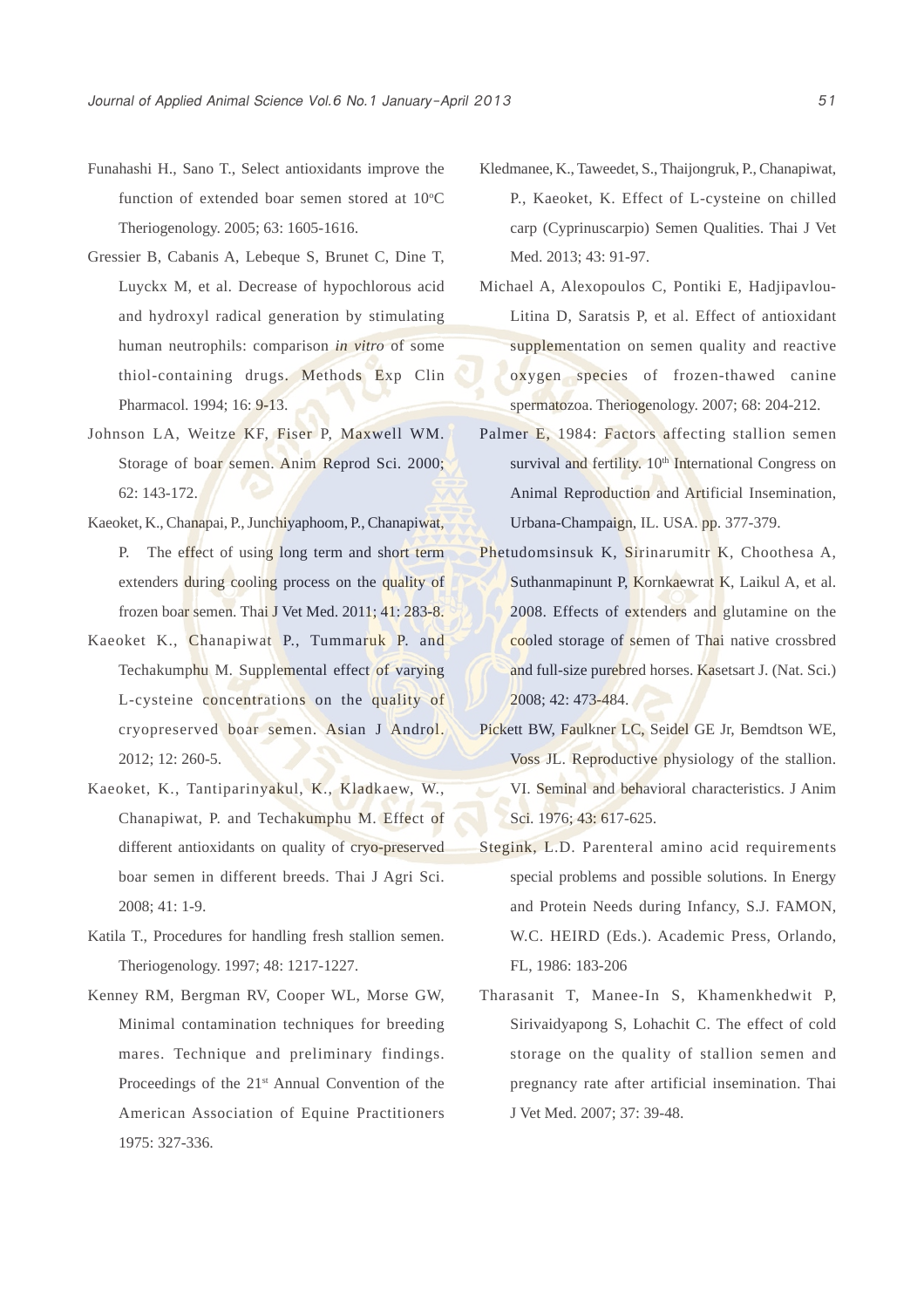Funahashi H., Sano T., Select antioxidants improve the function of extended boar semen stored at 10°C Theriogenology. 2005; 63: 1605-1616.

Gressier B, Cabanis A, Lebeque S, Brunet C, Dine T, Luyckx M, et al. Decrease of hypochlorous acid and hydroxyl radical generation by stimulating human neutrophils: comparison *in vitro* of some thiol-containing drugs. Methods Exp Clin Pharmacol. 1994; 16: 9-13.

Johnson LA, Weitze KF, Fiser P, Maxwell WM. Storage of boar semen. Anim Reprod Sci. 2000; 62: 143-172.

Kaeoket, K., Chanapai, P., Junchiyaphoom, P., Chanapiwat, P. The effect of using long term and short term extenders during cooling process on the quality of frozen boar semen. Thai J Vet Med. 2011; 41: 283-8.

Kaeoket K., Chanapiwat P., Tummaruk P. and Techakumphu M. Supplemental effect of varying L-cysteine concentrations on the quality of cryopreserved boar semen. Asian J Androl. 2012; 12: 260-5.

Kaeoket, K., Tantiparinyakul, K., Kladkaew, W., Chanapiwat, P. and Techakumphu M. Effect of different antioxidants on quality of cryo-preserved boar semen in different breeds. Thai J Agri Sci. 2008; 41: 1-9.

Katila T., Procedures for handling fresh stallion semen. Theriogenology. 1997; 48: 1217-1227.

Kenney RM, Bergman RV, Cooper WL, Morse GW, Minimal contamination techniques for breeding mares. Technique and preliminary findings. Proceedings of the 21st Annual Convention of the American Association of Equine Practitioners 1975: 327-336.

Kledmanee, K., Taweedet, S., Thaijongruk, P., Chanapiwat, P., Kaeoket, K. Effect of L-cysteine on chilled carp (Cyprinuscarpio) Semen Qualities. Thai J Vet Med. 2013; 43: 91-97.

Michael A, Alexopoulos C, Pontiki E, Hadjipavlou-Litina D, Saratsis P, et al. Effect of antioxidant supplementation on semen quality and reactive oxygen species of frozen-thawed canine spermatozoa. Theriogenology. 2007; 68: 204-212.

Palmer E, 1984: Factors affecting stallion semen survival and fertility. 10th International Congress on Animal Reproduction and Artificial Insemination, Urbana-Champaign, IL. USA. pp. 377-379.

Phetudomsinsuk K, Sirinarumitr K, Choothesa A, Suthanmapinunt P, Kornkaewrat K, Laikul A, et al. 2008. Effects of extenders and glutamine on the cooled storage of semen of Thai native crossbred and full-size purebred horses. Kasetsart J. (Nat. Sci.) 2008; 42: 473-484.

Pickett BW, Faulkner LC, Seidel GE Jr, Bemdtson WE, Voss JL. Reproductive physiology of the stallion. VI. Seminal and behavioral characteristics. J Anim Sci. 1976; 43: 617-625.

Stegink, L.D. Parenteral amino acid requirements special problems and possible solutions. In Energy and Protein Needs during Infancy, S.J. FAMON, W.C. HEIRD (Eds.). Academic Press, Orlando, FL, 1986: 183-206

Tharasanit T, Manee-In S, Khamenkhedwit P, Sirivaidyapong S, Lohachit C. The effect of cold storage on the quality of stallion semen and pregnancy rate after artificial insemination. Thai J Vet Med. 2007; 37: 39-48.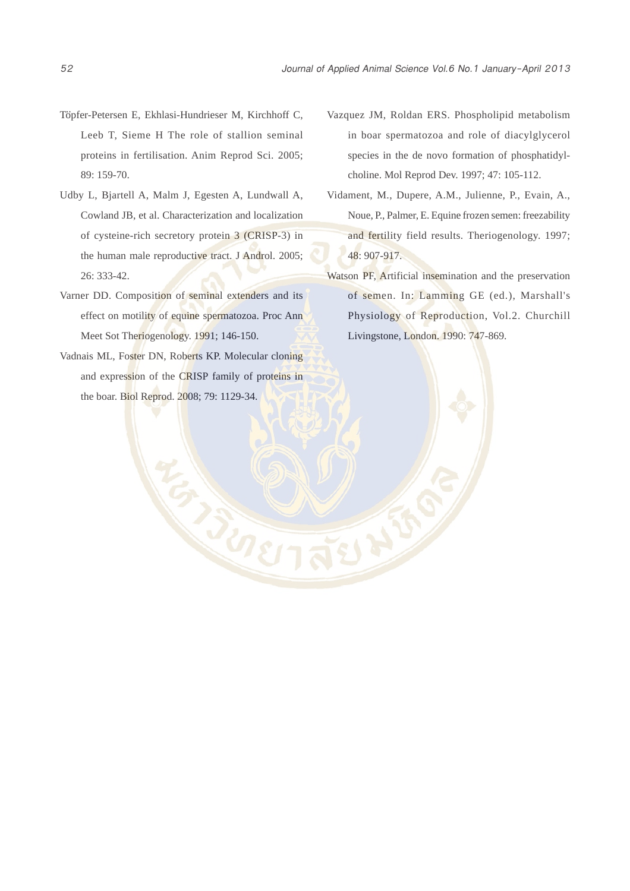Töpfer-Petersen E, Ekhlasi-Hundrieser M, Kirchhoff C, Leeb T, Sieme H The role of stallion seminal proteins in fertilisation. Anim Reprod Sci. 2005; 89: 159-70.

Udby L, Bjartell A, Malm J, Egesten A, Lundwall A, Cowland JB, et al. Characterization and localization of cysteine-rich secretory protein 3 (CRISP-3) in the human male reproductive tract. J Androl. 2005; 26: 333-42.

Varner DD. Composition of seminal extenders and its effect on motility of equine spermatozoa. Proc Ann Meet Sot Theriogenology. 1991; 146-150.

Vadnais ML, Foster DN, Roberts KP. Molecular cloning and expression of the CRISP family of proteins in the boar. Biol Reprod. 2008; 79: 1129-34.

Vazquez JM, Roldan ERS. Phospholipid metabolism in boar spermatozoa and role of diacylglycerol species in the de novo formation of phosphatidylcholine. Mol Reprod Dev. 1997; 47: 105-112.

Vidament, M., Dupere, A.M., Julienne, P., Evain, A., Noue, P., Palmer, E. Equine frozen semen: freezability and fertility field results. Theriogenology. 1997; 48: 907-917.

Watson PF, Artificial insemination and the preservation of semen. In: Lamming GE (ed.), Marshall's Physiology of Reproduction, Vol.2. Churchill Livingstone, London. 1990: 747-869.